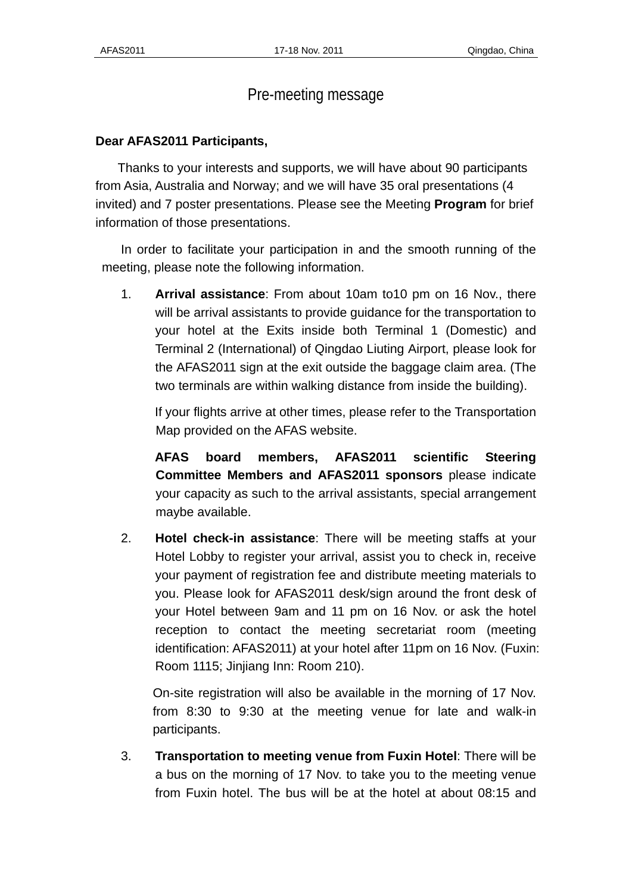# Pre-meeting message

**Dear AFAS2011 Participants,**

Thanks to your interests and supports, we will have about 90 participants from Asia, Australia and Norway; and we will have 35 oral presentations (4 invited) and 7 poster presentations. Please see the Meeting **Program** for brief information of those presentations.

In order to facilitate your participation in and the smooth running of the meeting, please note the following information.

1. **Arrival assistance**: From about 10am to10 pm on 16 Nov., there will be arrival assistants to provide guidance for the transportation to your hotel at the Exits inside both Terminal 1 (Domestic) and Terminal 2 (International) of Qingdao Liuting Airport, please look for the AFAS2011 sign at the exit outside the baggage claim area. (The two terminals are within walking distance from inside the building).

   If your flights arrive at other times, please refer to the Transportation Map provided on the AFAS website.

   **AFAS board members, AFAS2011 scientific Steering Committee Members and AFAS2011 sponsors** please indicate your capacity as such to the arrival assistants, special arrangement maybe available.

2. **Hotel check-in assistance**: There will be meeting staffs at your Hotel Lobby to register your arrival, assist you to check in, receive your payment of registration fee and distribute meeting materials to you. Please look for AFAS2011 desk/sign around the front desk of your Hotel between 9am and 11 pm on 16 Nov. or ask the hotel reception to contact the meeting secretariat room (meeting identification: AFAS2011) at your hotel after 11pm on 16 Nov. (Fuxin: Room 1115; Jinjiang Inn: Room 210).

   On-site registration will also be available in the morning of 17 Nov. from 8:30 to 9:30 at the meeting venue for late and walk-in participants.

3. **Transportation to meeting venue from Fuxin Hotel**: There will be a bus on the morning of 17 Nov. to take you to the meeting venue from Fuxin hotel. The bus will be at the hotel at about 08:15 and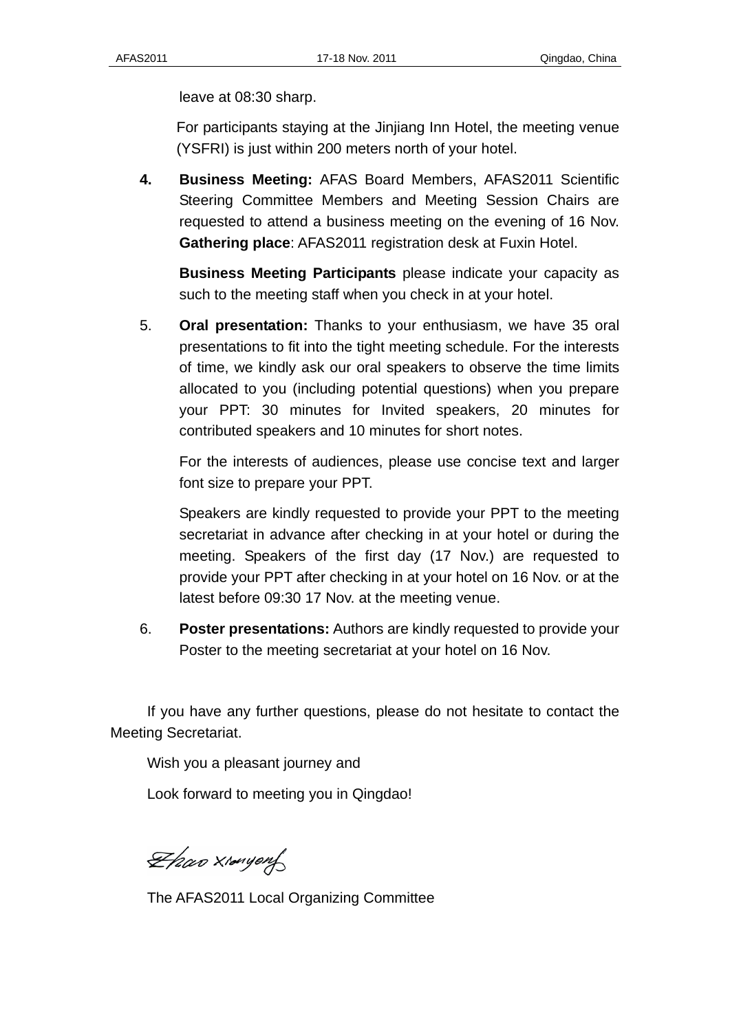leave at 08:30 sharp.

For participants staying at the Jinjiang Inn Hotel, the meeting venue (YSFRI) is just within 200 meters north of your hotel.

4. **Business Meeting:** AFAS Board Members, AFAS2011 Scientific Steering Committee Members and Meeting Session Chairs are requested to attend a business meeting on the evening of 16 Nov. **Gathering place**: AFAS2011 registration desk at Fuxin Hotel.

   **Business Meeting Participants** please indicate your capacity as such to the meeting staff when you check in at your hotel.

5. **Oral presentation:** Thanks to your enthusiasm, we have 35 oral presentations to fit into the tight meeting schedule. For the interests of time, we kindly ask our oral speakers to observe the time limits allocated to you (including potential questions) when you prepare your PPT: 30 minutes for Invited speakers, 20 minutes for contributed speakers and 10 minutes for short notes.

   For the interests of audiences, please use concise text and larger font size to prepare your PPT.

   Speakers are kindly requested to provide your PPT to the meeting secretariat in advance after checking in at your hotel or during the meeting. Speakers of the first day (17 Nov.) are requested to provide your PPT after checking in at your hotel on 16 Nov. or at the latest before 09:30 17 Nov. at the meeting venue.

6. **Poster presentations:** Authors are kindly requested to provide your Poster to the meeting secretariat at your hotel on 16 Nov.

If you have any further questions, please do not hesitate to contact the Meeting Secretariat.

Wish you a pleasant journey and

Look forward to meeting you in Qingdao!

Zhao Xianyong

The AFAS2011 Local Organizing Committee